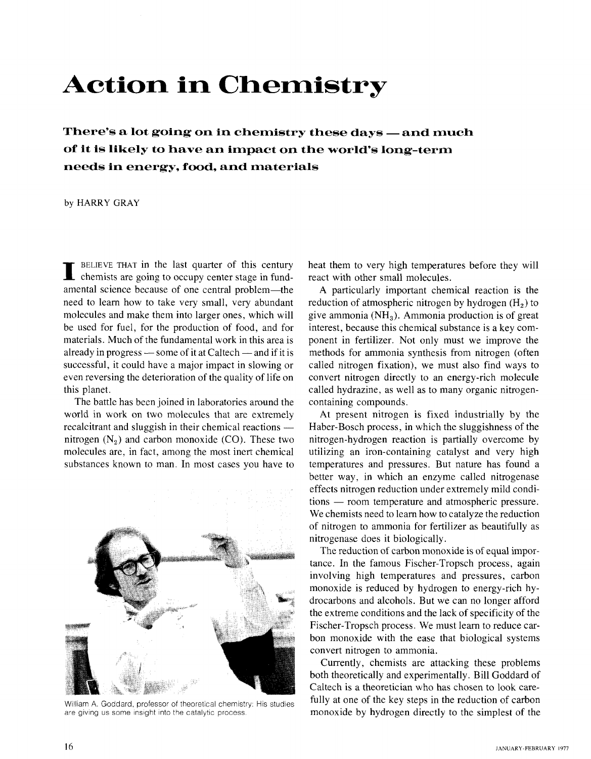# Action in Chemistry

**There's a lot going on in chemistry these days — and much of it is likely to have an impact on the world's long-term needs in energy, food, and materials**

by HARRY GRAY

I BELIEVE THAT in the last quarter of this century chemists are going to occupy center stage in fundamental science because of one central problem—the need to learn how to take very small, very abundant molecules and make them into larger ones, which will be used for fuel, for the production of food, and for materials. Much of the fundamental work in this area is already in progress — some of it at Caltech — and if it is successful, it could have a major impact in slowing or even reversing the deterioration of the quality of life on this planet.

The battle has been joined in laboratories around the world in work on two molecules that are extremely recalcitrant and sluggish in their chemical reactions — nitrogen ($N_2$) and carbon monoxide (CO). These two molecules are, in fact, among the most inert chemical substances known to man. In most cases you have to heat them to very high temperatures before they will react with other small molecules.

William A. Goddard, professor of theoretical chemistry: His studies are giving us some insight into the catalytic process.

A particularly important chemical reaction is the reduction of atmospheric nitrogen by hydrogen ($H_2$) to give ammonia ($NH_3$). Ammonia production is of great interest, because this chemical substance is a key component in fertilizer. Not only must we improve the methods for ammonia synthesis from nitrogen (often called nitrogen fixation), we must also find ways to convert nitrogen directly to an energy-rich molecule called hydrazine, as well as to many organic nitrogen-containing compounds.

At present nitrogen is fixed industrially by the Haber-Bosch process, in which the sluggishness of the nitrogen-hydrogen reaction is partially overcome by utilizing an iron-containing catalyst and very high temperatures and pressures. But nature has found a better way, in which an enzyme called nitrogenase effects nitrogen reduction under extremely mild conditions — room temperature and atmospheric pressure. We chemists need to learn how to catalyze the reduction of nitrogen to ammonia for fertilizer as beautifully as nitrogenase does it biologically.

The reduction of carbon monoxide is of equal importance. In the famous Fischer-Tropsch process, again involving high temperatures and pressures, carbon monoxide is reduced by hydrogen to energy-rich hydrocarbons and alcohols. But we can no longer afford the extreme conditions and the lack of specificity of the Fischer-Tropsch process. We must learn to reduce carbon monoxide with the ease that biological systems convert nitrogen to ammonia.

Currently, chemists are attacking these problems both theoretically and experimentally. Bill Goddard of Caltech is a theoretician who has chosen to look carefully at one of the key steps in the reduction of carbon monoxide by hydrogen directly to the simplest of the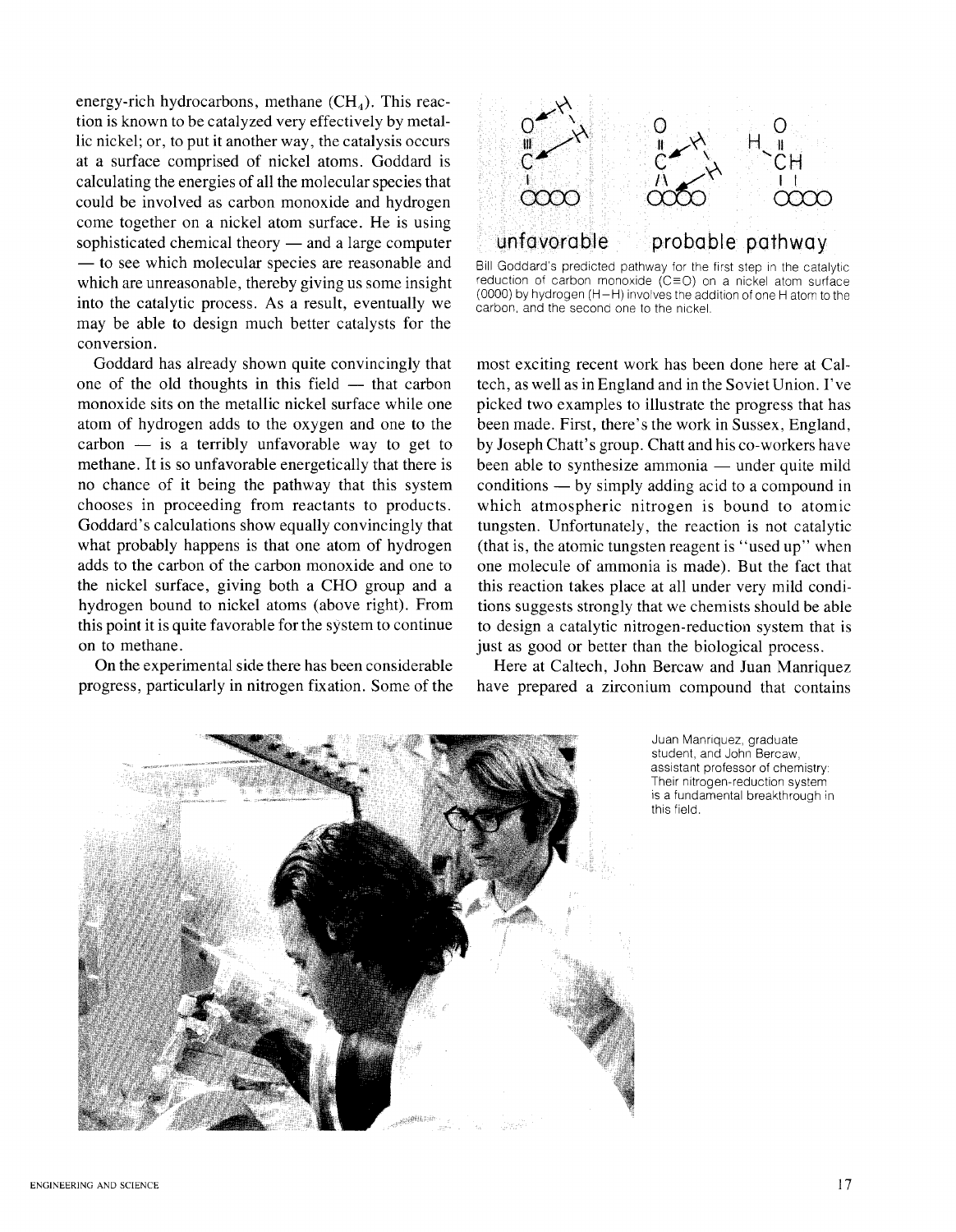energy-rich hydrocarbons, methane ($CH_4$). This reaction is known to be catalyzed very effectively by metallic nickel; or, to put it another way, the catalysis occurs at a surface comprised of nickel atoms. Goddard is calculating the energies of all the molecular species that could be involved as carbon monoxide and hydrogen come together on a nickel atom surface. He is using sophisticated chemical theory — and a large computer — to see which molecular species are reasonable and which are unreasonable, thereby giving us some insight into the catalytic process. As a result, eventually we may be able to design much better catalysts for the conversion.

Goddard has already shown quite convincingly that one of the old thoughts in this field — that carbon monoxide sits on the metallic nickel surface while one atom of hydrogen adds to the oxygen and one to the carbon — is a terribly unfavorable way to get to methane. It is so unfavorable energetically that there is no chance of it being the pathway that this system chooses in proceeding from reactants to products. Goddard's calculations show equally convincingly that what probably happens is that one atom of hydrogen adds to the carbon of the carbon monoxide and one to the nickel surface, giving both a CHO group and a hydrogen bound to nickel atoms (above right). From this point it is quite favorable for the system to continue on to methane.

unfavorable

probable pathway

Bill Goddard's predicted pathway for the first step in the catalytic reduction of carbon monoxide (C≡O) on a nickel atom surface (0000) by hydrogen (H–H) involves the addition of one H atom to the carbon, and the second one to the nickel.

On the experimental side there has been considerable progress, particularly in nitrogen fixation. Some of the most exciting recent work has been done here at Caltech, as well as in England and in the Soviet Union. I've picked two examples to illustrate the progress that has been made. First, there's the work in Sussex, England, by Joseph Chatt's group. Chatt and his co-workers have been able to synthesize ammonia — under quite mild conditions — by simply adding acid to a compound in which atmospheric nitrogen is bound to atomic tungsten. Unfortunately, the reaction is not catalytic (that is, the atomic tungsten reagent is "used up" when one molecule of ammonia is made). But the fact that this reaction takes place at all under very mild conditions suggests strongly that we chemists should be able to design a catalytic nitrogen-reduction system that is just as good or better than the biological process.

Here at Caltech, John Bercaw and Juan Manriquez have prepared a zirconium compound that contains

Juan Manriquez, graduate student, and John Bercaw, assistant professor of chemistry: Their nitrogen-reduction system is a fundamental breakthrough in this field.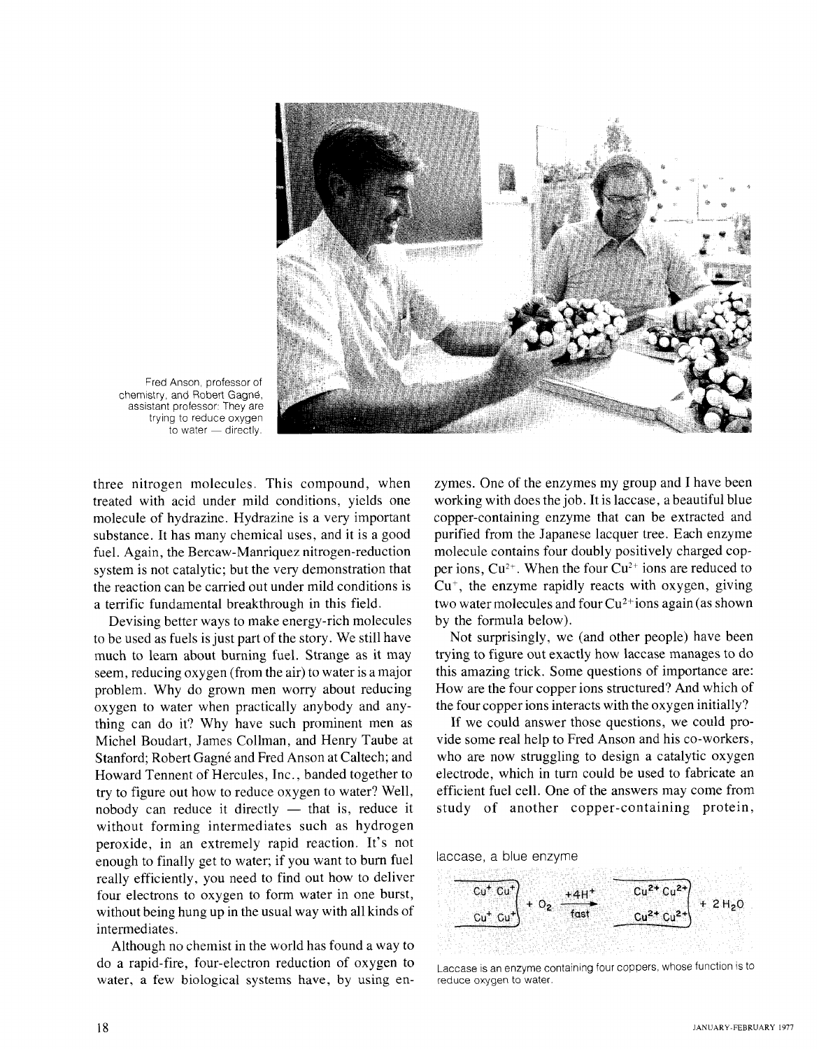Fred Anson, professor of chemistry, and Robert Gagné, assistant professor: They are trying to reduce oxygen to water — directly.

three nitrogen molecules. This compound, when treated with acid under mild conditions, yields one molecule of hydrazine. Hydrazine is a very important substance. It has many chemical uses, and it is a good fuel. Again, the Bercaw-Manriquez nitrogen-reduction system is not catalytic; but the very demonstration that the reaction can be carried out under mild conditions is a terrific fundamental breakthrough in this field.

Devising better ways to make energy-rich molecules to be used as fuels is just part of the story. We still have much to learn about burning fuel. Strange as it may seem, reducing oxygen (from the air) to water is a major problem. Why do grown men worry about reducing oxygen to water when practically anybody and anything can do it? Why have such prominent men as Michel Boudart, James Collman, and Henry Taube at Stanford; Robert Gagné and Fred Anson at Caltech; and Howard Tennent of Hercules, Inc., banded together to try to figure out how to reduce oxygen to water? Well, nobody can reduce it directly — that is, reduce it without forming intermediates such as hydrogen peroxide, in an extremely rapid reaction. It's not enough to finally get to water; if you want to burn fuel really efficiently, you need to find out how to deliver four electrons to oxygen to form water in one burst, without being hung up in the usual way with all kinds of intermediates.

Although no chemist in the world has found a way to do a rapid-fire, four-electron reduction of oxygen to water, a few biological systems have, by using enzymes. One of the enzymes my group and I have been working with does the job. It is laccase, a beautiful blue copper-containing enzyme that can be extracted and purified from the Japanese lacquer tree. Each enzyme molecule contains four doubly positively charged copper ions, $Cu^{2+}$. When the four $Cu^{2+}$ ions are reduced to $Cu^{+}$, the enzyme rapidly reacts with oxygen, giving two water molecules and four $Cu^{2+}$ ions again (as shown by the formula below).

Not surprisingly, we (and other people) have been trying to figure out exactly how laccase manages to do this amazing trick. Some questions of importance are: How are the four copper ions structured? And which of the four copper ions interacts with the oxygen initially?

If we could answer those questions, we could provide some real help to Fred Anson and his co-workers, who are now struggling to design a catalytic oxygen electrode, which in turn could be used to fabricate an efficient fuel cell. One of the answers may come from study of another copper-containing protein,

laccase, a blue enzyme

$$\begin{pmatrix} Cu^{+} & Cu^{+} \\ Cu^{+} & Cu^{+} \end{pmatrix} + O_2 \xrightarrow[\text{fast}]{+4H^{+}} \begin{pmatrix} Cu^{2+} & Cu^{2+} \\ Cu^{2+} & Cu^{2+} \end{pmatrix} + 2\,H_2O$$

Laccase is an enzyme containing four coppers, whose function is to reduce oxygen to water.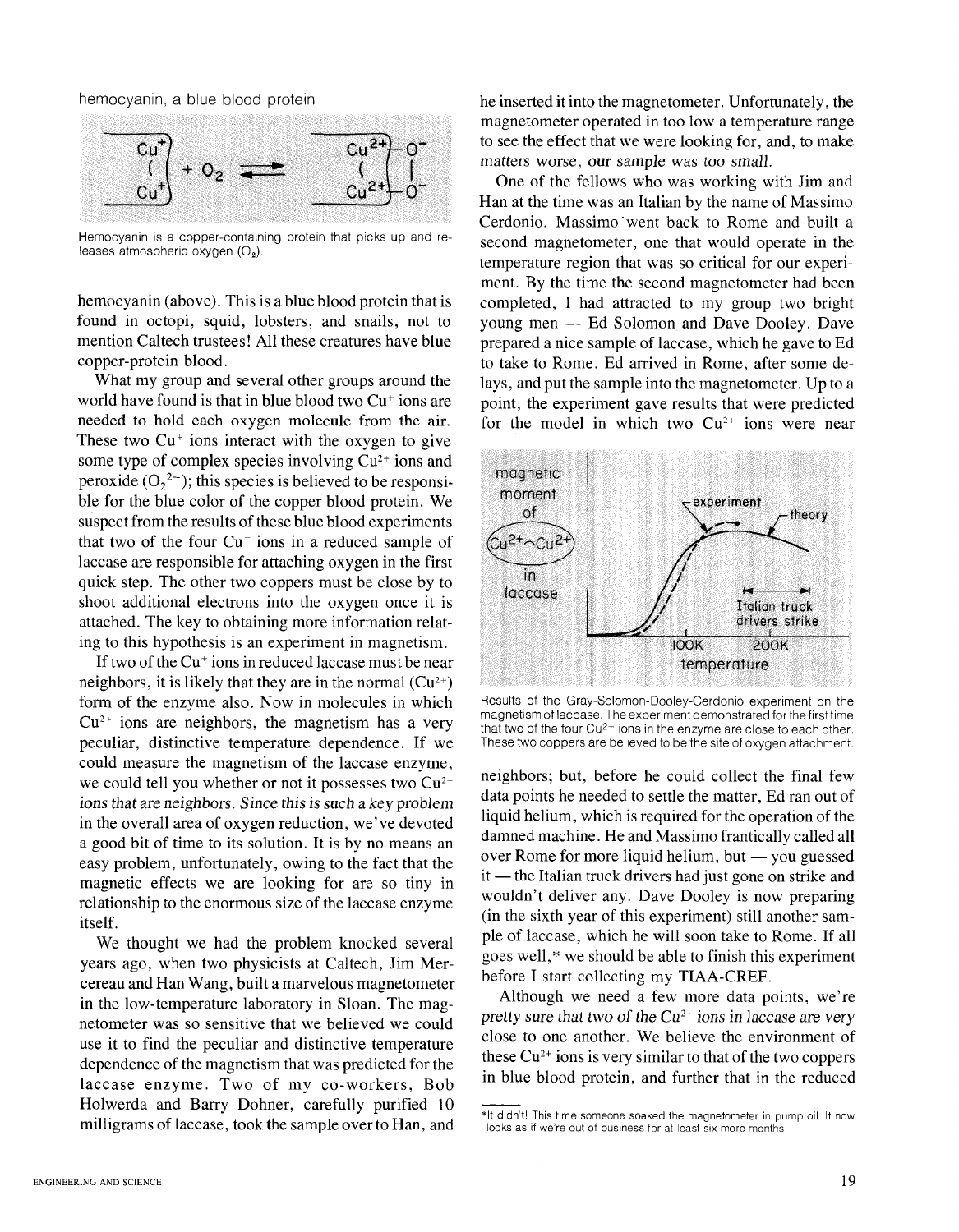hemocyanin, a blue blood protein

$Cu^+$ $Cu^+$ $+ O_2$ ⇌ $Cu^{2+}$–$O^-$ $Cu^{2+}$–$O^-$

Hemocyanin is a copper-containing protein that picks up and releases atmospheric oxygen ($O_2$).

hemocyanin (above). This is a blue blood protein that is found in octopi, squid, lobsters, and snails, not to mention Caltech trustees! All these creatures have blue copper-protein blood.

What my group and several other groups around the world have found is that in blue blood two $Cu^+$ ions are needed to hold each oxygen molecule from the air. These two $Cu^+$ ions interact with the oxygen to give some type of complex species involving $Cu^{2+}$ ions and peroxide ($O_2^{2-}$); this species is believed to be responsible for the blue color of the copper blood protein. We suspect from the results of these blue blood experiments that two of the four $Cu^+$ ions in a reduced sample of laccase are responsible for attaching oxygen in the first quick step. The other two coppers must be close by to shoot additional electrons into the oxygen once it is attached. The key to obtaining more information relating to this hypothesis is an experiment in magnetism.

If two of the $Cu^+$ ions in reduced laccase must be near neighbors, it is likely that they are in the normal ($Cu^{2+}$) form of the enzyme also. Now in molecules in which $Cu^{2+}$ ions are neighbors, the magnetism has a very peculiar, distinctive temperature dependence. If we could measure the magnetism of the laccase enzyme, we could tell you whether or not it possesses two $Cu^{2+}$ ions that are neighbors. Since this is such a key problem in the overall area of oxygen reduction, we've devoted a good bit of time to its solution. It is by no means an easy problem, unfortunately, owing to the fact that the magnetic effects we are looking for are so tiny in relationship to the enormous size of the laccase enzyme itself.

We thought we had the problem knocked several years ago, when two physicists at Caltech, Jim Mercereau and Han Wang, built a marvelous magnetometer in the low-temperature laboratory in Sloan. The magnetometer was so sensitive that we believed we could use it to find the peculiar and distinctive temperature dependence of the magnetism that was predicted for the laccase enzyme. Two of my co-workers, Bob Holwerda and Barry Dohner, carefully purified 10 milligrams of laccase, took the sample over to Han, and he inserted it into the magnetometer. Unfortunately, the magnetometer operated in too low a temperature range to see the effect that we were looking for, and, to make matters worse, our sample was too small.

One of the fellows who was working with Jim and Han at the time was an Italian by the name of Massimo Cerdonio. Massimo went back to Rome and built a second magnetometer, one that would operate in the temperature region that was so critical for our experiment. By the time the second magnetometer had been completed, I had attracted to my group two bright young men — Ed Solomon and Dave Dooley. Dave prepared a nice sample of laccase, which he gave to Ed to take to Rome. Ed arrived in Rome, after some delays, and put the sample into the magnetometer. Up to a point, the experiment gave results that were predicted for the model in which two $Cu^{2+}$ ions were near neighbors; but, before he could collect the final few data points he needed to settle the matter, Ed ran out of liquid helium, which is required for the operation of the damned machine. He and Massimo frantically called all over Rome for more liquid helium, but — you guessed it — the Italian truck drivers had just gone on strike and wouldn't deliver any. Dave Dooley is now preparing (in the sixth year of this experiment) still another sample of laccase, which he will soon take to Rome. If all goes well,* we should be able to finish this experiment before I start collecting my TIAA-CREF.

magnetic moment of $Cu^{2+}$–$Cu^{2+}$ in laccase

experiment

theory

Italian truck drivers strike

100K

200K

temperature

Results of the Gray-Solomon-Dooley-Cerdonio experiment on the magnetism of laccase. The experiment demonstrated for the first time that two of the four $Cu^{2+}$ ions in the enzyme are close to each other. These two coppers are believed to be the site of oxygen attachment.

Although we need a few more data points, we're pretty sure that two of the $Cu^{2+}$ ions in laccase are very close to one another. We believe the environment of these $Cu^{2+}$ ions is very similar to that of the two coppers in blue blood protein, and further that in the reduced

*It didn't! This time someone soaked the magnetometer in pump oil. It now looks as if we're out of business for at least six more months.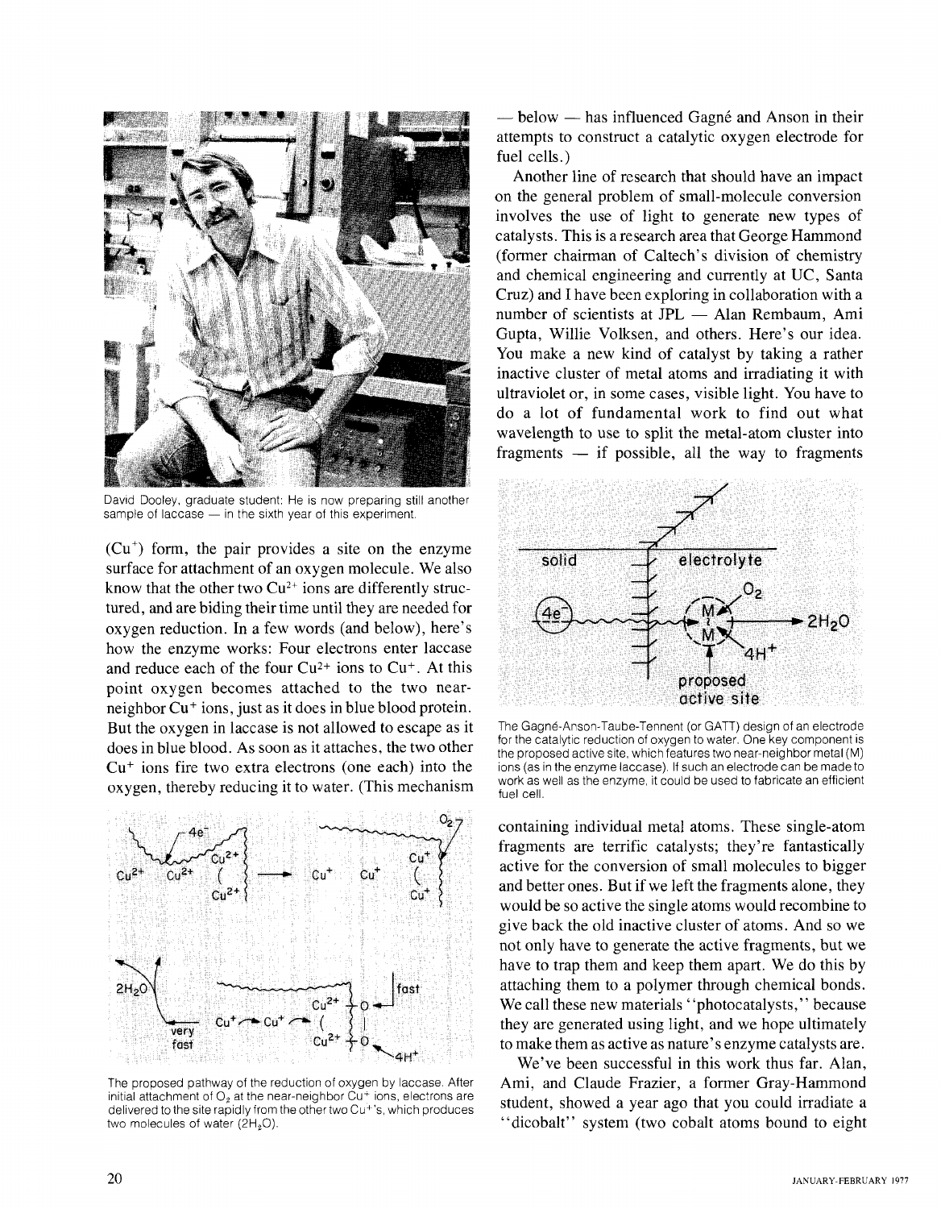David Dooley, graduate student: He is now preparing still another sample of laccase — in the sixth year of this experiment.

($Cu^+$) form, the pair provides a site on the enzyme surface for attachment of an oxygen molecule. We also know that the other two $Cu^{2+}$ ions are differently structured, and are biding their time until they are needed for oxygen reduction. In a few words (and below), here's how the enzyme works: Four electrons enter laccase and reduce each of the four $Cu^{2+}$ ions to $Cu^+$. At this point oxygen becomes attached to the two near-neighbor $Cu^+$ ions, just as it does in blue blood protein. But the oxygen in laccase is not allowed to escape as it does in blue blood. As soon as it attaches, the two other $Cu^+$ ions fire two extra electrons (one each) into the oxygen, thereby reducing it to water. (This mechanism

4e⁻
$Cu^{2+}$ $Cu^{2+}$ $Cu^{2+}$ $Cu^{2+}$
$Cu^+$ $Cu^+$ $Cu^+$ $Cu^+$
$O_2$
$2H_2O$
very fast
fast
$4H^+$

The proposed pathway of the reduction of oxygen by laccase. After initial attachment of $O_2$ at the near-neighbor $Cu^+$ ions, electrons are delivered to the site rapidly from the other two $Cu^+$'s, which produces two molecules of water ($2H_2O$).

— below — has influenced Gagné and Anson in their attempts to construct a catalytic oxygen electrode for fuel cells.)

Another line of research that should have an impact on the general problem of small-molecule conversion involves the use of light to generate new types of catalysts. This is a research area that George Hammond (former chairman of Caltech's division of chemistry and chemical engineering and currently at UC, Santa Cruz) and I have been exploring in collaboration with a number of scientists at JPL — Alan Rembaum, Ami Gupta, Willie Volksen, and others. Here's our idea. You make a new kind of catalyst by taking a rather inactive cluster of metal atoms and irradiating it with ultraviolet or, in some cases, visible light. You have to do a lot of fundamental work to find out what wavelength to use to split the metal-atom cluster into fragments — if possible, all the way to fragments

solid
electrolyte
4e
M
M
$O_2$
$2H_2O$
$4H^+$
proposed active site

The Gagné-Anson-Taube-Tennent (or GATT) design of an electrode for the catalytic reduction of oxygen to water. One key component is the proposed active site, which features two near-neighbor metal (M) ions (as in the enzyme laccase). If such an electrode can be made to work as well as the enzyme, it could be used to fabricate an efficient fuel cell.

containing individual metal atoms. These single-atom fragments are terrific catalysts; they're fantastically active for the conversion of small molecules to bigger and better ones. But if we left the fragments alone, they would be so active the single atoms would recombine to give back the old inactive cluster of atoms. And so we not only have to generate the active fragments, but we have to trap them and keep them apart. We do this by attaching them to a polymer through chemical bonds. We call these new materials "photocatalysts," because they are generated using light, and we hope ultimately to make them as active as nature's enzyme catalysts are.

We've been successful in this work thus far. Alan, Ami, and Claude Frazier, a former Gray-Hammond student, showed a year ago that you could irradiate a "dicobalt" system (two cobalt atoms bound to eight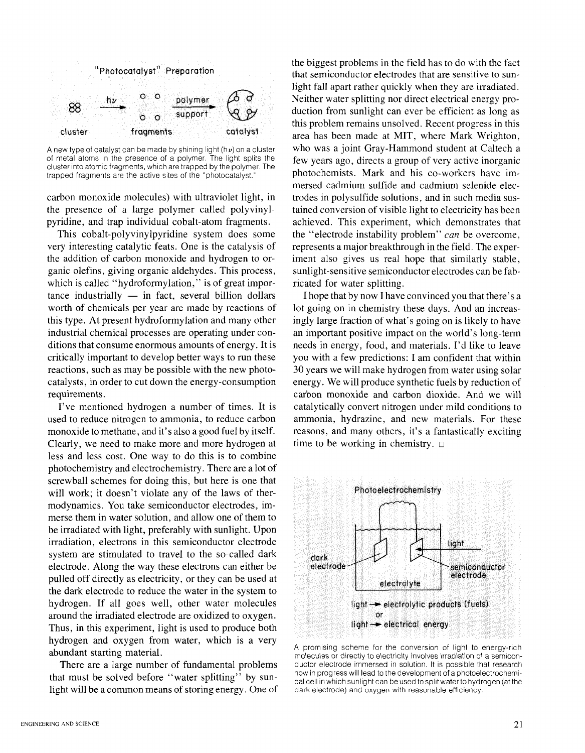"Photocatalyst" Preparation

cluster → $h\nu$ → fragments → polymer support → catalyst

A new type of catalyst can be made by shining light ($h\nu$) on a cluster of metal atoms in the presence of a polymer. The light splits the cluster into atomic fragments, which are trapped by the polymer. The trapped fragments are the active sites of the "photocatalyst."

carbon monoxide molecules) with ultraviolet light, in the presence of a large polymer called polyvinylpyridine, and trap individual cobalt-atom fragments.

This cobalt-polyvinylpyridine system does some very interesting catalytic feats. One is the catalysis of the addition of carbon monoxide and hydrogen to organic olefins, giving organic aldehydes. This process, which is called "hydroformylation," is of great importance industrially — in fact, several billion dollars worth of chemicals per year are made by reactions of this type. At present hydroformylation and many other industrial chemical processes are operating under conditions that consume enormous amounts of energy. It is critically important to develop better ways to run these reactions, such as may be possible with the new photocatalysts, in order to cut down the energy-consumption requirements.

I've mentioned hydrogen a number of times. It is used to reduce nitrogen to ammonia, to reduce carbon monoxide to methane, and it's also a good fuel by itself. Clearly, we need to make more and more hydrogen at less and less cost. One way to do this is to combine photochemistry and electrochemistry. There are a lot of screwball schemes for doing this, but here is one that will work; it doesn't violate any of the laws of thermodynamics. You take semiconductor electrodes, immerse them in water solution, and allow one of them to be irradiated with light, preferably with sunlight. Upon irradiation, electrons in this semiconductor electrode system are stimulated to travel to the so-called dark electrode. Along the way these electrons can either be pulled off directly as electricity, or they can be used at the dark electrode to reduce the water in the system to hydrogen. If all goes well, other water molecules around the irradiated electrode are oxidized to oxygen. Thus, in this experiment, light is used to produce both hydrogen and oxygen from water, which is a very abundant starting material.

There are a large number of fundamental problems that must be solved before "water splitting" by sunlight will be a common means of storing energy. One of the biggest problems in the field has to do with the fact that semiconductor electrodes that are sensitive to sunlight fall apart rather quickly when they are irradiated. Neither water splitting nor direct electrical energy production from sunlight can ever be efficient as long as this problem remains unsolved. Recent progress in this area has been made at MIT, where Mark Wrighton, who was a joint Gray-Hammond student at Caltech a few years ago, directs a group of very active inorganic photochemists. Mark and his co-workers have immersed cadmium sulfide and cadmium selenide electrodes in polysulfide solutions, and in such media sustained conversion of visible light to electricity has been achieved. This experiment, which demonstrates that the "electrode instability problem" *can* be overcome, represents a major breakthrough in the field. The experiment also gives us real hope that similarly stable, sunlight-sensitive semiconductor electrodes can be fabricated for water splitting.

I hope that by now I have convinced you that there's a lot going on in chemistry these days. And an increasingly large fraction of what's going on is likely to have an important positive impact on the world's long-term needs in energy, food, and materials. I'd like to leave you with a few predictions: I am confident that within 30 years we will make hydrogen from water using solar energy. We will produce synthetic fuels by reduction of carbon monoxide and carbon dioxide. And we will catalytically convert nitrogen under mild conditions to ammonia, hydrazine, and new materials. For these reasons, and many others, it's a fantastically exciting time to be working in chemistry. □

Photoelectrochemistry

dark electrode

light

semiconductor electrode

electrolyte

light → electrolytic products (fuels)

or

light → electrical energy

A promising scheme for the conversion of light to energy-rich molecules or directly to electricity involves irradiation of a semiconductor electrode immersed in solution. It is possible that research now in progress will lead to the development of a photoelectrochemical cell in which sunlight can be used to split water to hydrogen (at the dark electrode) and oxygen with reasonable efficiency.